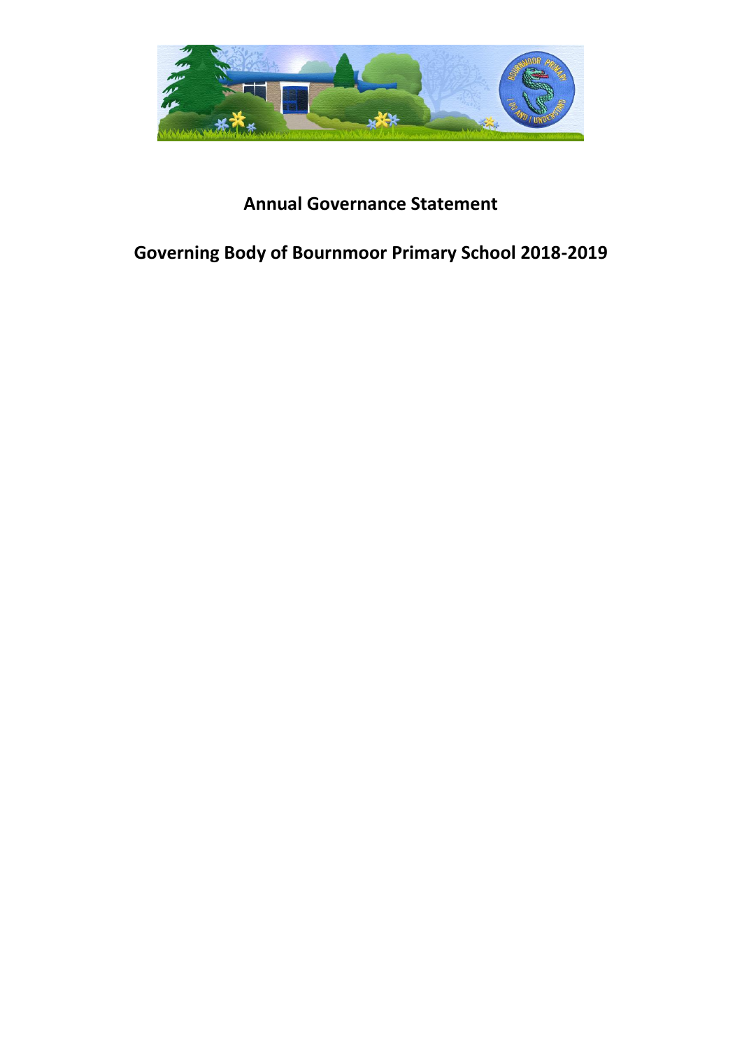# Annual Governance Statement

## Governing Body of Bournmoor Primary School 2018-2019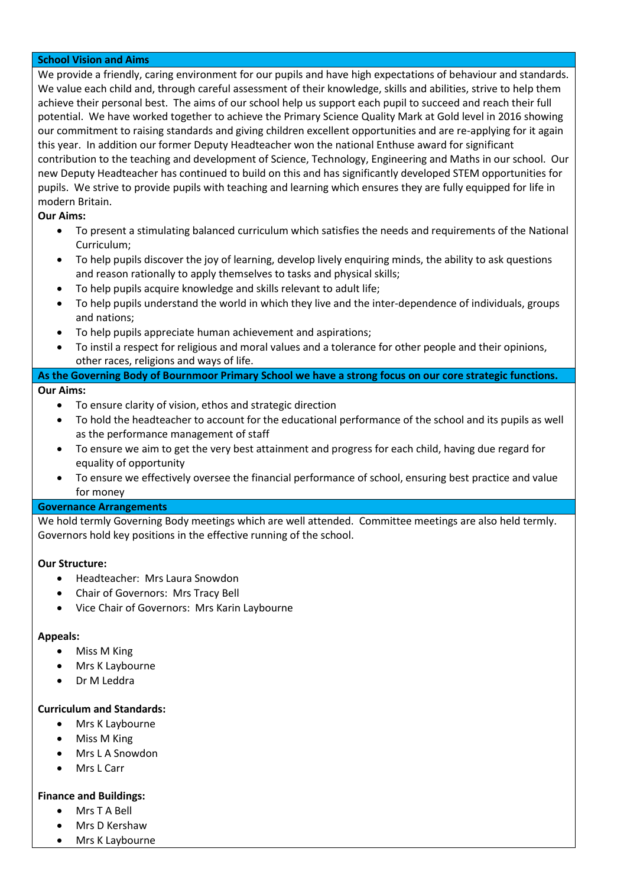## School Vision and Aims

We provide a friendly, caring environment for our pupils and have high expectations of behaviour and standards. We value each child and, through careful assessment of their knowledge, skills and abilities, strive to help them achieve their personal best. The aims of our school help us support each pupil to succeed and reach their full potential. We have worked together to achieve the Primary Science Quality Mark at Gold level in 2016 showing our commitment to raising standards and giving children excellent opportunities and are re-applying for it again this year. In addition our former Deputy Headteacher won the national Enthuse award for significant contribution to the teaching and development of Science, Technology, Engineering and Maths in our school. Our new Deputy Headteacher has continued to build on this and has significantly developed STEM opportunities for pupils. We strive to provide pupils with teaching and learning which ensures they are fully equipped for life in modern Britain.

**Our Aims:**

- To present a stimulating balanced curriculum which satisfies the needs and requirements of the National Curriculum;
- To help pupils discover the joy of learning, develop lively enquiring minds, the ability to ask questions and reason rationally to apply themselves to tasks and physical skills;
- To help pupils acquire knowledge and skills relevant to adult life;
- To help pupils understand the world in which they live and the inter-dependence of individuals, groups and nations;
- To help pupils appreciate human achievement and aspirations;
- To instil a respect for religious and moral values and a tolerance for other people and their opinions, other races, religions and ways of life.

## As the Governing Body of Bournmoor Primary School we have a strong focus on our core strategic functions.

**Our Aims:**

- To ensure clarity of vision, ethos and strategic direction
- To hold the headteacher to account for the educational performance of the school and its pupils as well as the performance management of staff
- To ensure we aim to get the very best attainment and progress for each child, having due regard for equality of opportunity
- To ensure we effectively oversee the financial performance of school, ensuring best practice and value for money

## Governance Arrangements

We hold termly Governing Body meetings which are well attended. Committee meetings are also held termly. Governors hold key positions in the effective running of the school.

**Our Structure:**

- Headteacher: Mrs Laura Snowdon
- Chair of Governors: Mrs Tracy Bell
- Vice Chair of Governors: Mrs Karin Laybourne

**Appeals:**

- Miss M King
- Mrs K Laybourne
- Dr M Leddra

**Curriculum and Standards:**

- Mrs K Laybourne
- Miss M King
- Mrs L A Snowdon
- Mrs L Carr

**Finance and Buildings:**

- Mrs T A Bell
- Mrs D Kershaw
- Mrs K Laybourne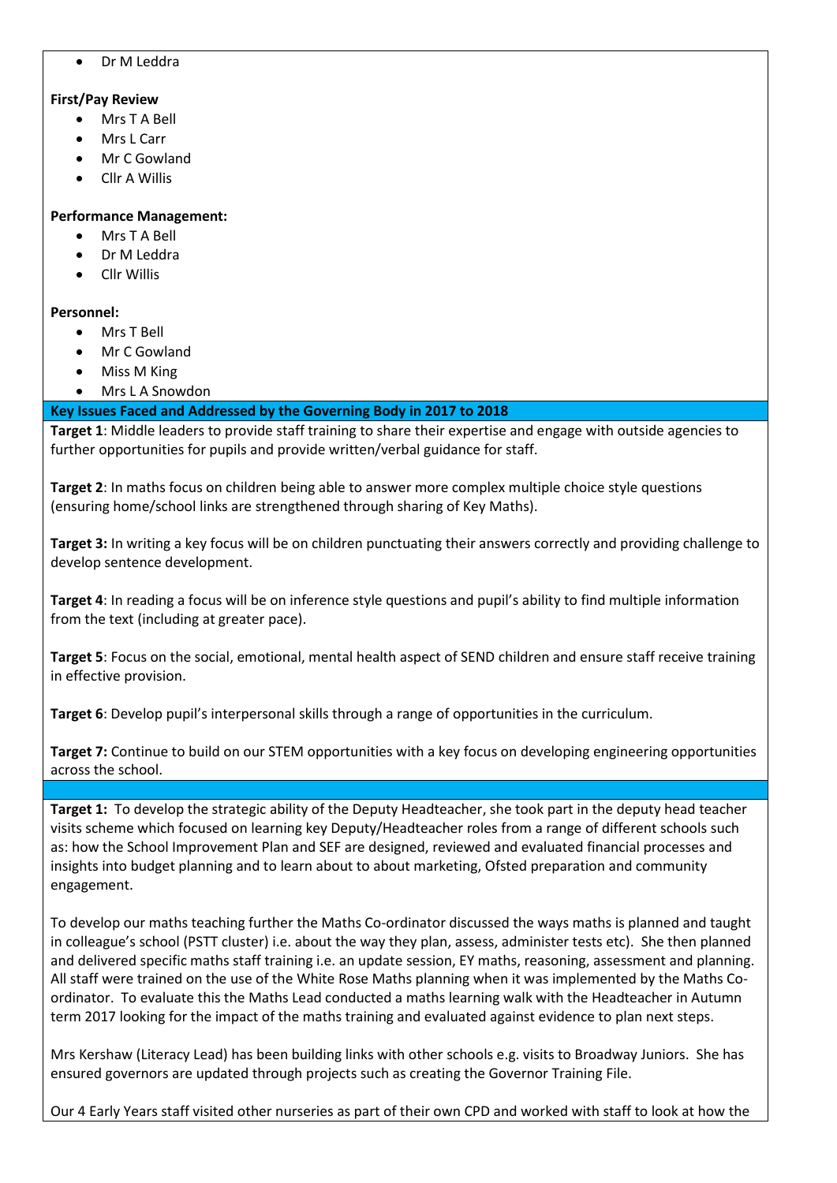- Dr M Leddra

**First/Pay Review**

- Mrs T A Bell
- Mrs L Carr
- Mr C Gowland
- Cllr A Willis

**Performance Management:**

- Mrs T A Bell
- Dr M Leddra
- Cllr Willis

**Personnel:**

- Mrs T Bell
- Mr C Gowland
- Miss M King
- Mrs L A Snowdon

**Key Issues Faced and Addressed by the Governing Body in 2017 to 2018**

**Target 1**: Middle leaders to provide staff training to share their expertise and engage with outside agencies to further opportunities for pupils and provide written/verbal guidance for staff.

**Target 2**: In maths focus on children being able to answer more complex multiple choice style questions (ensuring home/school links are strengthened through sharing of Key Maths).

**Target 3:** In writing a key focus will be on children punctuating their answers correctly and providing challenge to develop sentence development.

**Target 4**: In reading a focus will be on inference style questions and pupil's ability to find multiple information from the text (including at greater pace).

**Target 5**: Focus on the social, emotional, mental health aspect of SEND children and ensure staff receive training in effective provision.

**Target 6**: Develop pupil's interpersonal skills through a range of opportunities in the curriculum.

**Target 7:** Continue to build on our STEM opportunities with a key focus on developing engineering opportunities across the school.

**Target 1:** To develop the strategic ability of the Deputy Headteacher, she took part in the deputy head teacher visits scheme which focused on learning key Deputy/Headteacher roles from a range of different schools such as: how the School Improvement Plan and SEF are designed, reviewed and evaluated financial processes and insights into budget planning and to learn about to about marketing, Ofsted preparation and community engagement.

To develop our maths teaching further the Maths Co-ordinator discussed the ways maths is planned and taught in colleague's school (PSTT cluster) i.e. about the way they plan, assess, administer tests etc). She then planned and delivered specific maths staff training i.e. an update session, EY maths, reasoning, assessment and planning. All staff were trained on the use of the White Rose Maths planning when it was implemented by the Maths Co-ordinator. To evaluate this the Maths Lead conducted a maths learning walk with the Headteacher in Autumn term 2017 looking for the impact of the maths training and evaluated against evidence to plan next steps.

Mrs Kershaw (Literacy Lead) has been building links with other schools e.g. visits to Broadway Juniors. She has ensured governors are updated through projects such as creating the Governor Training File.

Our 4 Early Years staff visited other nurseries as part of their own CPD and worked with staff to look at how the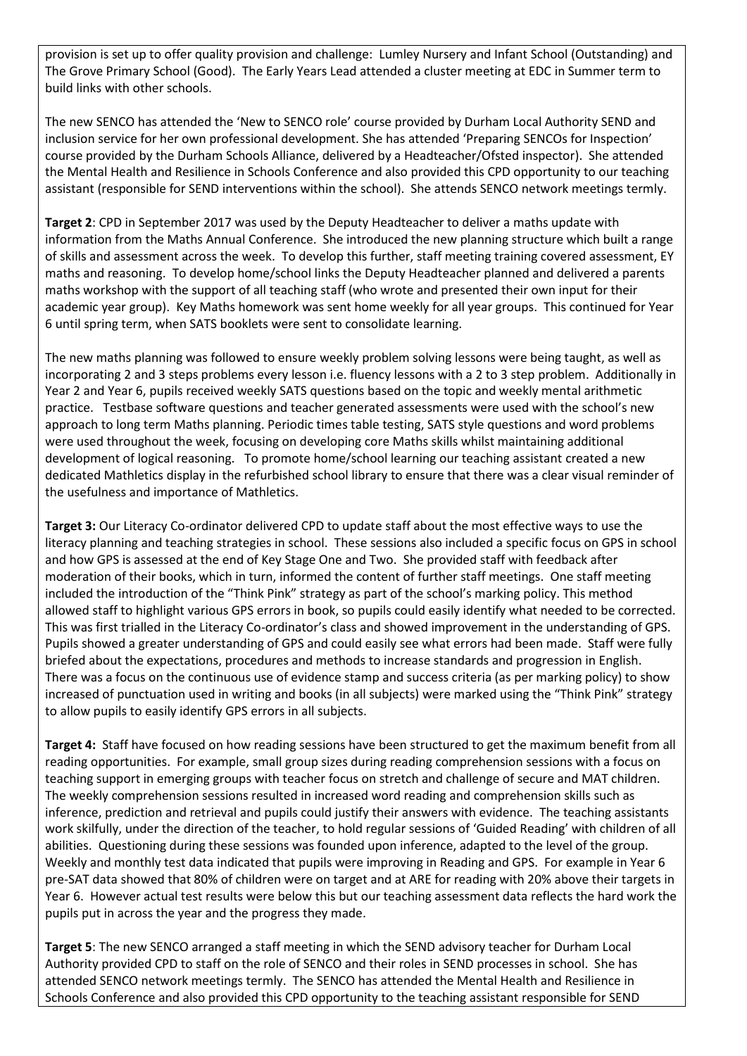provision is set up to offer quality provision and challenge: Lumley Nursery and Infant School (Outstanding) and The Grove Primary School (Good). The Early Years Lead attended a cluster meeting at EDC in Summer term to build links with other schools.

The new SENCO has attended the 'New to SENCO role' course provided by Durham Local Authority SEND and inclusion service for her own professional development. She has attended 'Preparing SENCOs for Inspection' course provided by the Durham Schools Alliance, delivered by a Headteacher/Ofsted inspector). She attended the Mental Health and Resilience in Schools Conference and also provided this CPD opportunity to our teaching assistant (responsible for SEND interventions within the school). She attends SENCO network meetings termly.

**Target 2**: CPD in September 2017 was used by the Deputy Headteacher to deliver a maths update with information from the Maths Annual Conference. She introduced the new planning structure which built a range of skills and assessment across the week. To develop this further, staff meeting training covered assessment, EY maths and reasoning. To develop home/school links the Deputy Headteacher planned and delivered a parents maths workshop with the support of all teaching staff (who wrote and presented their own input for their academic year group). Key Maths homework was sent home weekly for all year groups. This continued for Year 6 until spring term, when SATS booklets were sent to consolidate learning.

The new maths planning was followed to ensure weekly problem solving lessons were being taught, as well as incorporating 2 and 3 steps problems every lesson i.e. fluency lessons with a 2 to 3 step problem. Additionally in Year 2 and Year 6, pupils received weekly SATS questions based on the topic and weekly mental arithmetic practice. Testbase software questions and teacher generated assessments were used with the school's new approach to long term Maths planning. Periodic times table testing, SATS style questions and word problems were used throughout the week, focusing on developing core Maths skills whilst maintaining additional development of logical reasoning. To promote home/school learning our teaching assistant created a new dedicated Mathletics display in the refurbished school library to ensure that there was a clear visual reminder of the usefulness and importance of Mathletics.

**Target 3:** Our Literacy Co-ordinator delivered CPD to update staff about the most effective ways to use the literacy planning and teaching strategies in school. These sessions also included a specific focus on GPS in school and how GPS is assessed at the end of Key Stage One and Two. She provided staff with feedback after moderation of their books, which in turn, informed the content of further staff meetings. One staff meeting included the introduction of the "Think Pink" strategy as part of the school's marking policy. This method allowed staff to highlight various GPS errors in book, so pupils could easily identify what needed to be corrected. This was first trialled in the Literacy Co-ordinator's class and showed improvement in the understanding of GPS. Pupils showed a greater understanding of GPS and could easily see what errors had been made. Staff were fully briefed about the expectations, procedures and methods to increase standards and progression in English. There was a focus on the continuous use of evidence stamp and success criteria (as per marking policy) to show increased of punctuation used in writing and books (in all subjects) were marked using the "Think Pink" strategy to allow pupils to easily identify GPS errors in all subjects.

**Target 4:** Staff have focused on how reading sessions have been structured to get the maximum benefit from all reading opportunities. For example, small group sizes during reading comprehension sessions with a focus on teaching support in emerging groups with teacher focus on stretch and challenge of secure and MAT children. The weekly comprehension sessions resulted in increased word reading and comprehension skills such as inference, prediction and retrieval and pupils could justify their answers with evidence. The teaching assistants work skilfully, under the direction of the teacher, to hold regular sessions of 'Guided Reading' with children of all abilities. Questioning during these sessions was founded upon inference, adapted to the level of the group. Weekly and monthly test data indicated that pupils were improving in Reading and GPS. For example in Year 6 pre-SAT data showed that 80% of children were on target and at ARE for reading with 20% above their targets in Year 6. However actual test results were below this but our teaching assessment data reflects the hard work the pupils put in across the year and the progress they made.

**Target 5**: The new SENCO arranged a staff meeting in which the SEND advisory teacher for Durham Local Authority provided CPD to staff on the role of SENCO and their roles in SEND processes in school. She has attended SENCO network meetings termly. The SENCO has attended the Mental Health and Resilience in Schools Conference and also provided this CPD opportunity to the teaching assistant responsible for SEND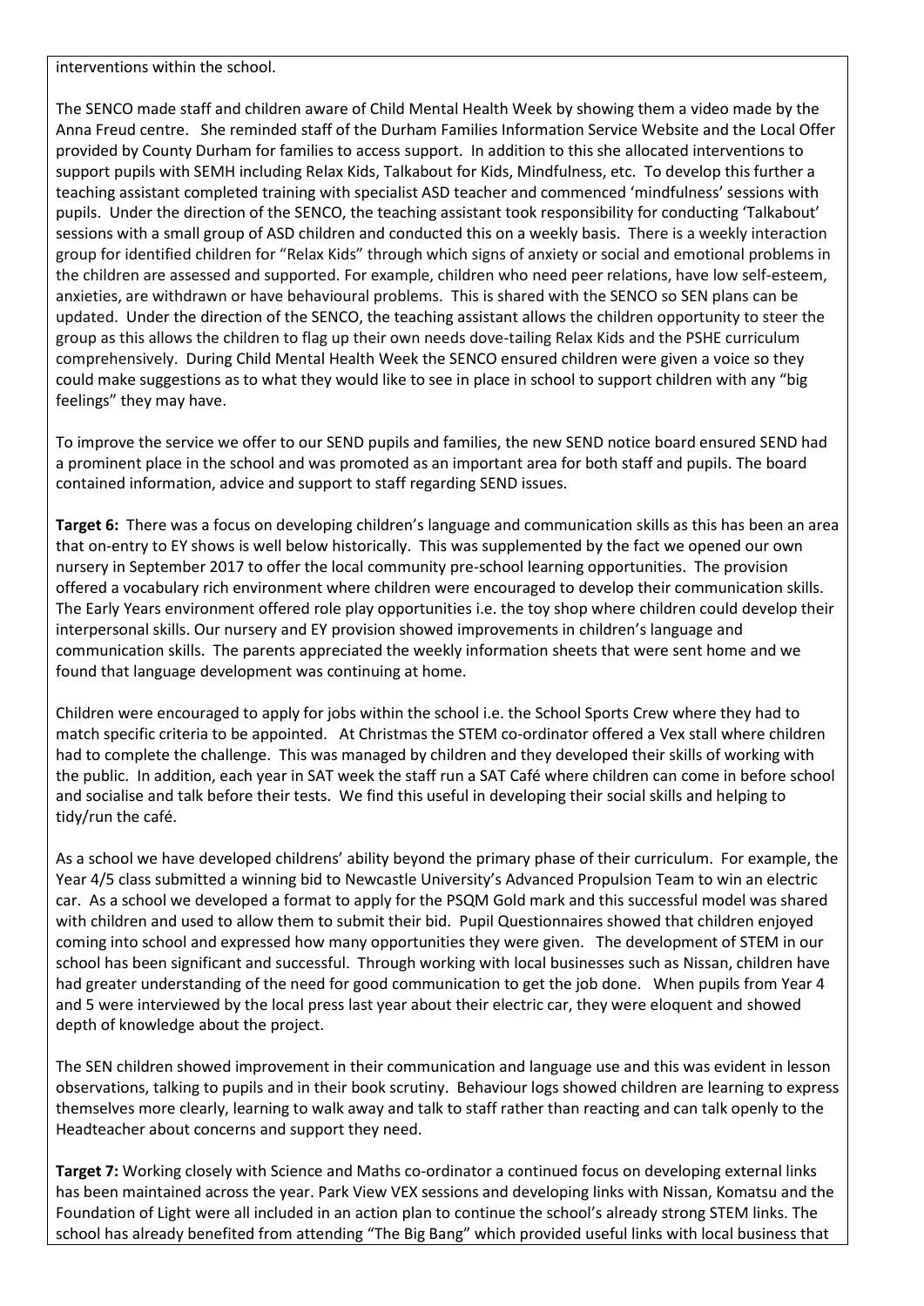interventions within the school.

The SENCO made staff and children aware of Child Mental Health Week by showing them a video made by the Anna Freud centre. She reminded staff of the Durham Families Information Service Website and the Local Offer provided by County Durham for families to access support. In addition to this she allocated interventions to support pupils with SEMH including Relax Kids, Talkabout for Kids, Mindfulness, etc. To develop this further a teaching assistant completed training with specialist ASD teacher and commenced 'mindfulness' sessions with pupils. Under the direction of the SENCO, the teaching assistant took responsibility for conducting 'Talkabout' sessions with a small group of ASD children and conducted this on a weekly basis. There is a weekly interaction group for identified children for "Relax Kids" through which signs of anxiety or social and emotional problems in the children are assessed and supported. For example, children who need peer relations, have low self-esteem, anxieties, are withdrawn or have behavioural problems. This is shared with the SENCO so SEN plans can be updated. Under the direction of the SENCO, the teaching assistant allows the children opportunity to steer the group as this allows the children to flag up their own needs dove-tailing Relax Kids and the PSHE curriculum comprehensively. During Child Mental Health Week the SENCO ensured children were given a voice so they could make suggestions as to what they would like to see in place in school to support children with any "big feelings" they may have.

To improve the service we offer to our SEND pupils and families, the new SEND notice board ensured SEND had a prominent place in the school and was promoted as an important area for both staff and pupils. The board contained information, advice and support to staff regarding SEND issues.

**Target 6:** There was a focus on developing children's language and communication skills as this has been an area that on-entry to EY shows is well below historically. This was supplemented by the fact we opened our own nursery in September 2017 to offer the local community pre-school learning opportunities. The provision offered a vocabulary rich environment where children were encouraged to develop their communication skills. The Early Years environment offered role play opportunities i.e. the toy shop where children could develop their interpersonal skills. Our nursery and EY provision showed improvements in children's language and communication skills. The parents appreciated the weekly information sheets that were sent home and we found that language development was continuing at home.

Children were encouraged to apply for jobs within the school i.e. the School Sports Crew where they had to match specific criteria to be appointed. At Christmas the STEM co-ordinator offered a Vex stall where children had to complete the challenge. This was managed by children and they developed their skills of working with the public. In addition, each year in SAT week the staff run a SAT Café where children can come in before school and socialise and talk before their tests. We find this useful in developing their social skills and helping to tidy/run the café.

As a school we have developed childrens' ability beyond the primary phase of their curriculum. For example, the Year 4/5 class submitted a winning bid to Newcastle University's Advanced Propulsion Team to win an electric car. As a school we developed a format to apply for the PSQM Gold mark and this successful model was shared with children and used to allow them to submit their bid. Pupil Questionnaires showed that children enjoyed coming into school and expressed how many opportunities they were given. The development of STEM in our school has been significant and successful. Through working with local businesses such as Nissan, children have had greater understanding of the need for good communication to get the job done. When pupils from Year 4 and 5 were interviewed by the local press last year about their electric car, they were eloquent and showed depth of knowledge about the project.

The SEN children showed improvement in their communication and language use and this was evident in lesson observations, talking to pupils and in their book scrutiny. Behaviour logs showed children are learning to express themselves more clearly, learning to walk away and talk to staff rather than reacting and can talk openly to the Headteacher about concerns and support they need.

**Target 7:** Working closely with Science and Maths co-ordinator a continued focus on developing external links has been maintained across the year. Park View VEX sessions and developing links with Nissan, Komatsu and the Foundation of Light were all included in an action plan to continue the school's already strong STEM links. The school has already benefited from attending "The Big Bang" which provided useful links with local business that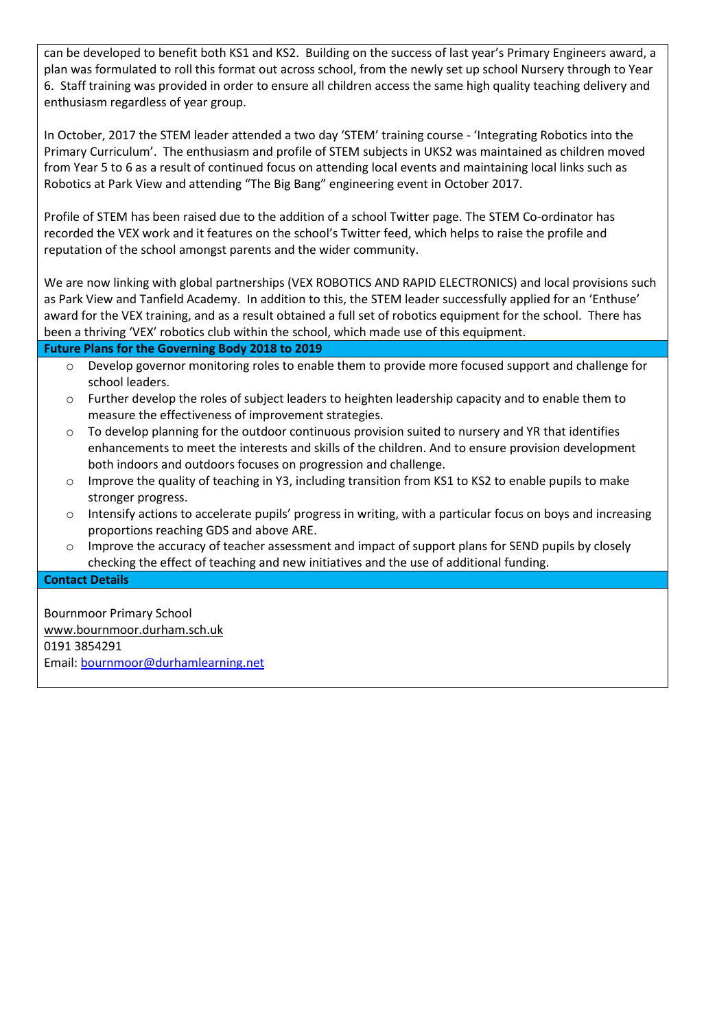can be developed to benefit both KS1 and KS2. Building on the success of last year's Primary Engineers award, a plan was formulated to roll this format out across school, from the newly set up school Nursery through to Year 6. Staff training was provided in order to ensure all children access the same high quality teaching delivery and enthusiasm regardless of year group.

In October, 2017 the STEM leader attended a two day 'STEM' training course - 'Integrating Robotics into the Primary Curriculum'. The enthusiasm and profile of STEM subjects in UKS2 was maintained as children moved from Year 5 to 6 as a result of continued focus on attending local events and maintaining local links such as Robotics at Park View and attending "The Big Bang" engineering event in October 2017.

Profile of STEM has been raised due to the addition of a school Twitter page. The STEM Co-ordinator has recorded the VEX work and it features on the school's Twitter feed, which helps to raise the profile and reputation of the school amongst parents and the wider community.

We are now linking with global partnerships (VEX ROBOTICS AND RAPID ELECTRONICS) and local provisions such as Park View and Tanfield Academy. In addition to this, the STEM leader successfully applied for an 'Enthuse' award for the VEX training, and as a result obtained a full set of robotics equipment for the school. There has been a thriving 'VEX' robotics club within the school, which made use of this equipment.

## Future Plans for the Governing Body 2018 to 2019

- Develop governor monitoring roles to enable them to provide more focused support and challenge for school leaders.
- Further develop the roles of subject leaders to heighten leadership capacity and to enable them to measure the effectiveness of improvement strategies.
- To develop planning for the outdoor continuous provision suited to nursery and YR that identifies enhancements to meet the interests and skills of the children. And to ensure provision development both indoors and outdoors focuses on progression and challenge.
- Improve the quality of teaching in Y3, including transition from KS1 to KS2 to enable pupils to make stronger progress.
- Intensify actions to accelerate pupils' progress in writing, with a particular focus on boys and increasing proportions reaching GDS and above ARE.
- Improve the accuracy of teacher assessment and impact of support plans for SEND pupils by closely checking the effect of teaching and new initiatives and the use of additional funding.

## Contact Details

Bournmoor Primary School
www.bournmoor.durham.sch.uk
0191 3854291
Email: bournmoor@durhamlearning.net